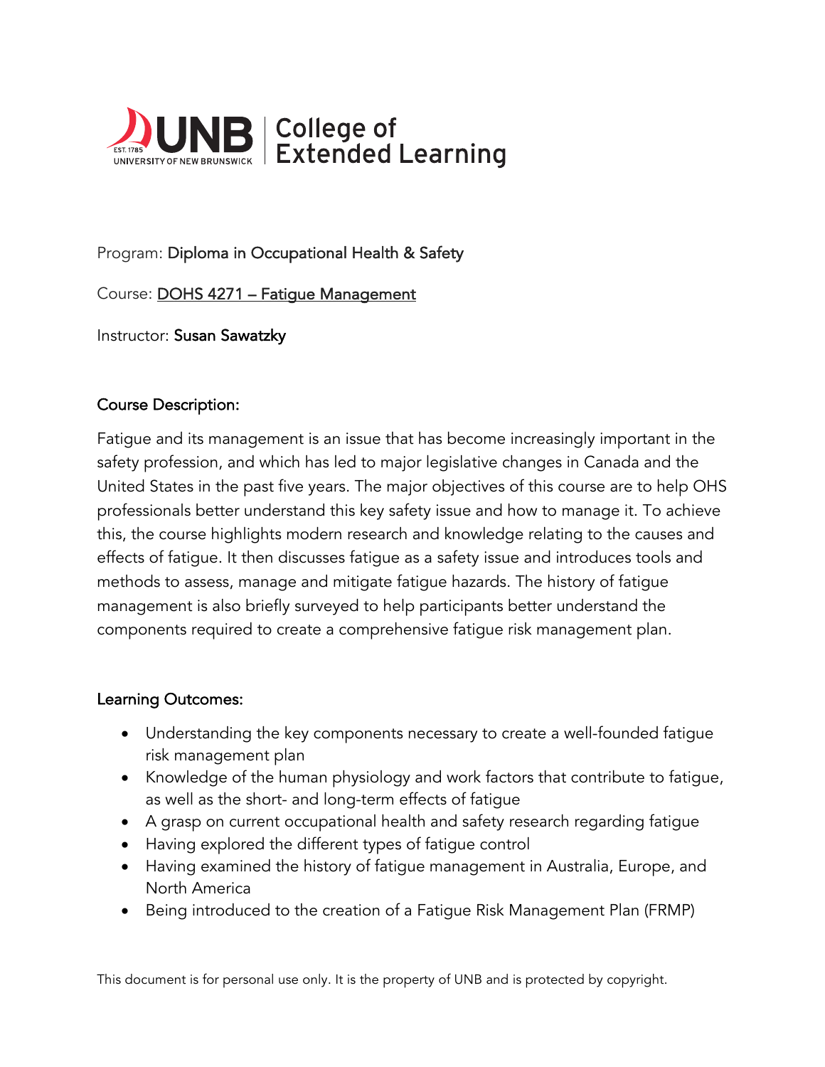UNB | College of Extended Learning

Program: **Diploma in Occupational Health & Safety**

Course: **DOHS 4271 – Fatigue Management**

Instructor: **Susan Sawatzky**

## Course Description:

Fatigue and its management is an issue that has become increasingly important in the safety profession, and which has led to major legislative changes in Canada and the United States in the past five years. The major objectives of this course are to help OHS professionals better understand this key safety issue and how to manage it. To achieve this, the course highlights modern research and knowledge relating to the causes and effects of fatigue. It then discusses fatigue as a safety issue and introduces tools and methods to assess, manage and mitigate fatigue hazards. The history of fatigue management is also briefly surveyed to help participants better understand the components required to create a comprehensive fatigue risk management plan.

## Learning Outcomes:

- Understanding the key components necessary to create a well-founded fatigue risk management plan
- Knowledge of the human physiology and work factors that contribute to fatigue, as well as the short- and long-term effects of fatigue
- A grasp on current occupational health and safety research regarding fatigue
- Having explored the different types of fatigue control
- Having examined the history of fatigue management in Australia, Europe, and North America
- Being introduced to the creation of a Fatigue Risk Management Plan (FRMP)

This document is for personal use only. It is the property of UNB and is protected by copyright.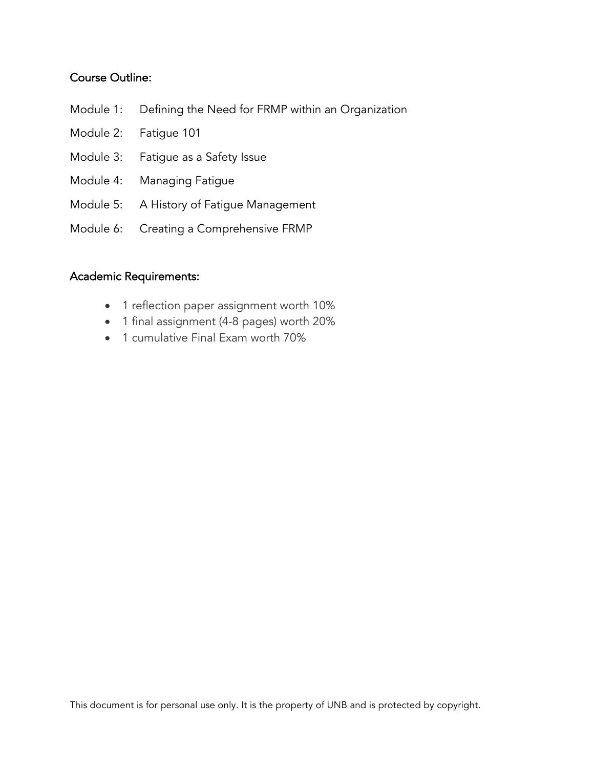## Course Outline:

Module 1: Defining the Need for FRMP within an Organization

Module 2: Fatigue 101

Module 3: Fatigue as a Safety Issue

Module 4: Managing Fatigue

Module 5: A History of Fatigue Management

Module 6: Creating a Comprehensive FRMP

## Academic Requirements:

- 1 reflection paper assignment worth 10%
- 1 final assignment (4-8 pages) worth 20%
- 1 cumulative Final Exam worth 70%

This document is for personal use only. It is the property of UNB and is protected by copyright.